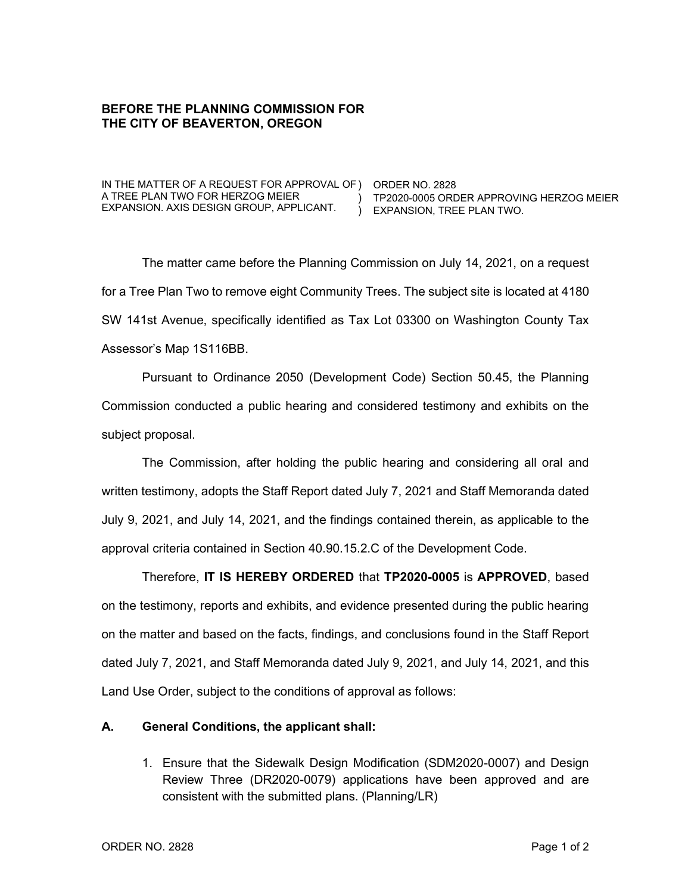## BEFORE THE PLANNING COMMISSION FOR THE CITY OF BEAVERTON, OREGON

| | |
|---|---|
| IN THE MATTER OF A REQUEST FOR APPROVAL OF A TREE PLAN TWO FOR HERZOG MEIER EXPANSION. AXIS DESIGN GROUP, APPLICANT. | ORDER NO. 2828 TP2020-0005 ORDER APPROVING HERZOG MEIER EXPANSION, TREE PLAN TWO. |

The matter came before the Planning Commission on July 14, 2021, on a request for a Tree Plan Two to remove eight Community Trees. The subject site is located at 4180 SW 141st Avenue, specifically identified as Tax Lot 03300 on Washington County Tax Assessor's Map 1S116BB.

Pursuant to Ordinance 2050 (Development Code) Section 50.45, the Planning Commission conducted a public hearing and considered testimony and exhibits on the subject proposal.

The Commission, after holding the public hearing and considering all oral and written testimony, adopts the Staff Report dated July 7, 2021 and Staff Memoranda dated July 9, 2021, and July 14, 2021, and the findings contained therein, as applicable to the approval criteria contained in Section 40.90.15.2.C of the Development Code.

Therefore, **IT IS HEREBY ORDERED** that **TP2020-0005** is **APPROVED**, based on the testimony, reports and exhibits, and evidence presented during the public hearing on the matter and based on the facts, findings, and conclusions found in the Staff Report dated July 7, 2021, and Staff Memoranda dated July 9, 2021, and July 14, 2021, and this Land Use Order, subject to the conditions of approval as follows:

**A. General Conditions, the applicant shall:**

1. Ensure that the Sidewalk Design Modification (SDM2020-0007) and Design Review Three (DR2020-0079) applications have been approved and are consistent with the submitted plans. (Planning/LR)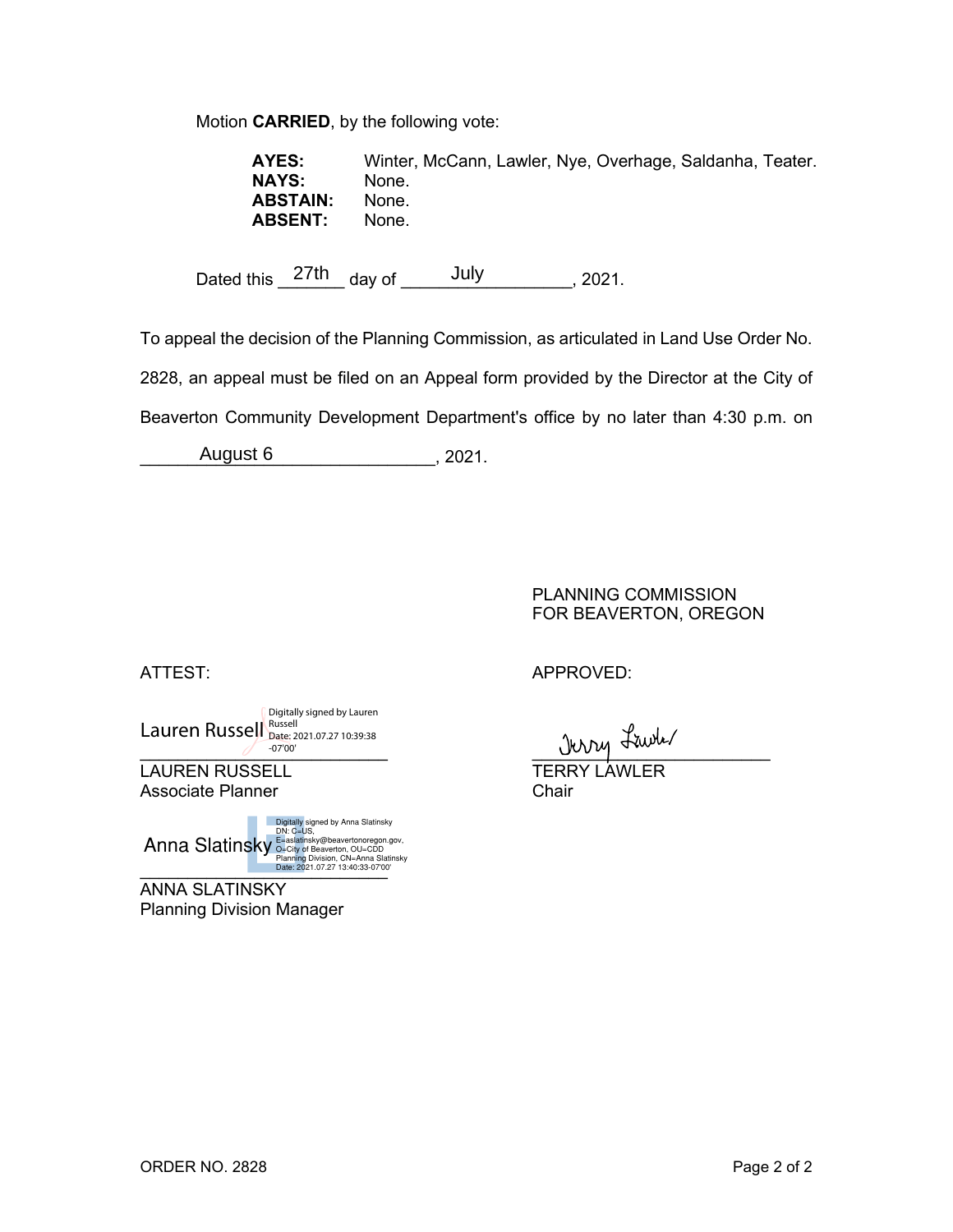Motion **CARRIED**, by the following vote:

| | |
|---|---|
| **AYES:** | Winter, McCann, Lawler, Nye, Overhage, Saldanha, Teater. |
| **NAYS:** | None. |
| **ABSTAIN:** | None. |
| **ABSENT:** | None. |

Dated this 27th day of July, 2021.

To appeal the decision of the Planning Commission, as articulated in Land Use Order No. 2828, an appeal must be filed on an Appeal form provided by the Director at the City of Beaverton Community Development Department's office by no later than 4:30 p.m. on August 6, 2021.

PLANNING COMMISSION
FOR BEAVERTON, OREGON

ATTEST:

Lauren Russell
Digitally signed by Lauren Russell
Date: 2021.07.27 10:39:38 -07'00'

LAUREN RUSSELL
Associate Planner

Anna Slatinsky
Digitally signed by Anna Slatinsky
DN: C=US, E=aslatinsky@beavertonoregon.gov, O=City of Beaverton, OU=CDD Planning Division, CN=Anna Slatinsky
Date: 2021.07.27 13:40:33-07'00'

ANNA SLATINSKY
Planning Division Manager

APPROVED:

Terry Lawler

TERRY LAWLER
Chair

ORDER NO. 2828